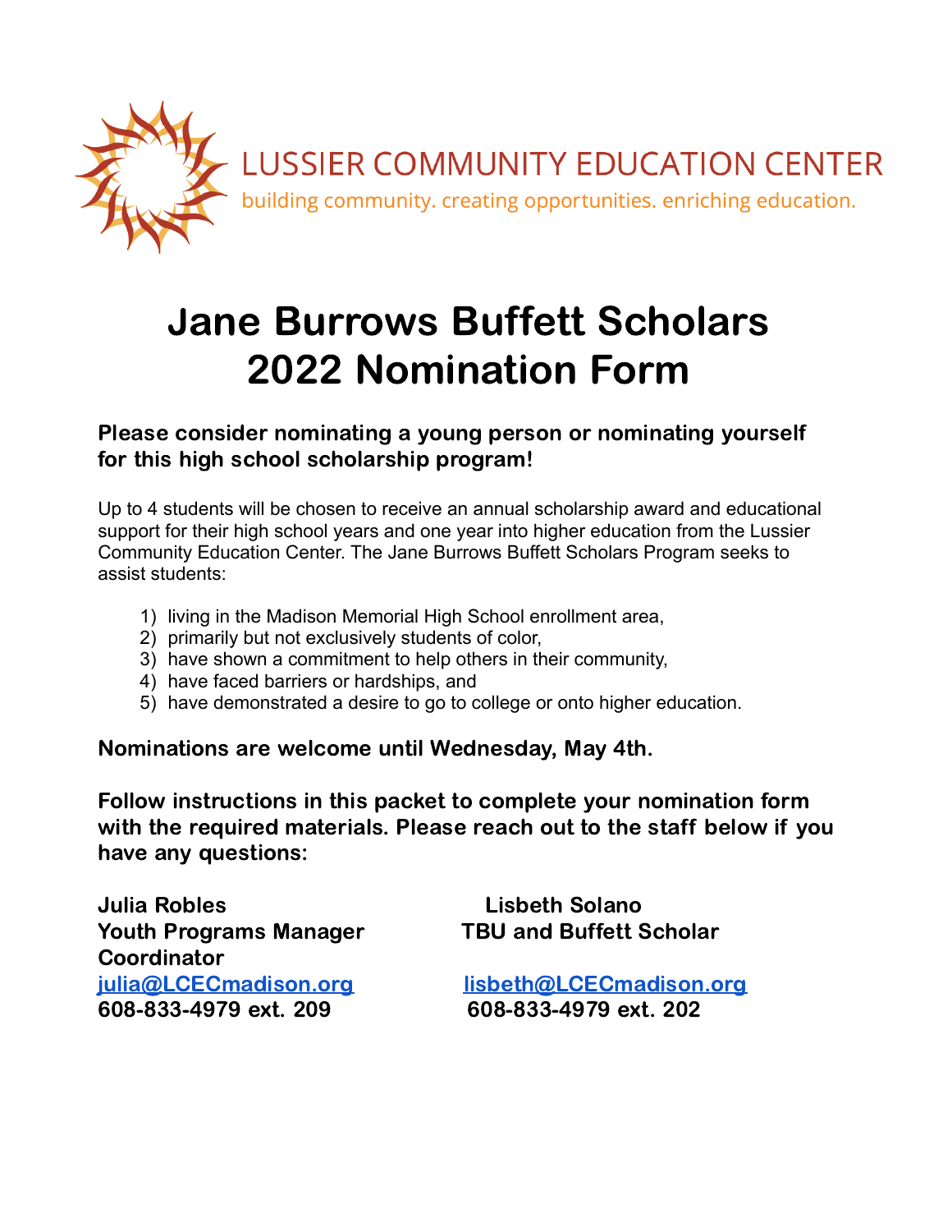LUSSIER COMMUNITY EDUCATION CENTER

building community. creating opportunities. enriching education.

# Jane Burrows Buffett Scholars 2022 Nomination Form

**Please consider nominating a young person or nominating yourself for this high school scholarship program!**

Up to 4 students will be chosen to receive an annual scholarship award and educational support for their high school years and one year into higher education from the Lussier Community Education Center. The Jane Burrows Buffett Scholars Program seeks to assist students:

1) living in the Madison Memorial High School enrollment area,
2) primarily but not exclusively students of color,
3) have shown a commitment to help others in their community,
4) have faced barriers or hardships, and
5) have demonstrated a desire to go to college or onto higher education.

**Nominations are welcome until Wednesday, May 4th.**

**Follow instructions in this packet to complete your nomination form with the required materials. Please reach out to the staff below if you have any questions:**

**Julia Robles**
**Youth Programs Manager Coordinator**
**julia@LCECmadison.org**
**608-833-4979 ext. 209**

**Lisbeth Solano**
**TBU and Buffett Scholar**
**lisbeth@LCECmadison.org**
**608-833-4979 ext. 202**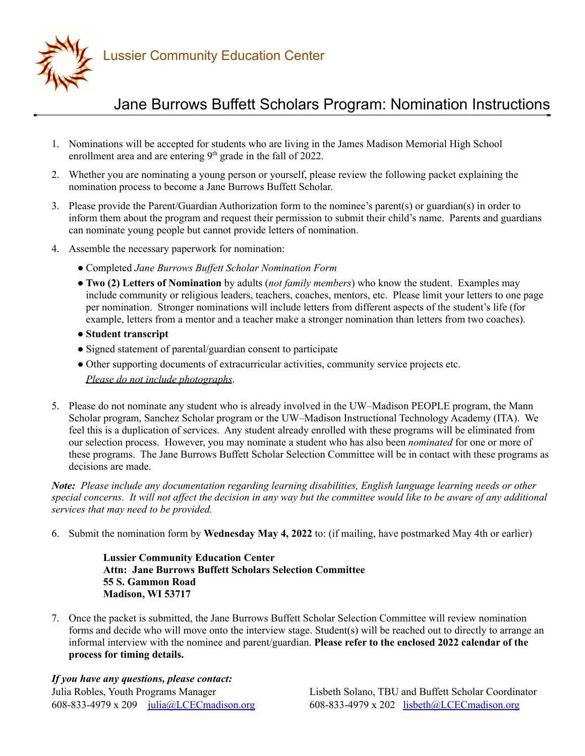Lussier Community Education Center

# Jane Burrows Buffett Scholars Program: Nomination Instructions

1. Nominations will be accepted for students who are living in the James Madison Memorial High School enrollment area and are entering 9th grade in the fall of 2022.

2. Whether you are nominating a young person or yourself, please review the following packet explaining the nomination process to become a Jane Burrows Buffett Scholar.

3. Please provide the Parent/Guardian Authorization form to the nominee's parent(s) or guardian(s) in order to inform them about the program and request their permission to submit their child's name. Parents and guardians can nominate young people but cannot provide letters of nomination.

4. Assemble the necessary paperwork for nomination:
   - Completed *Jane Burrows Buffett Scholar Nomination Form*
   - **Two (2) Letters of Nomination** by adults (*not family members*) who know the student. Examples may include community or religious leaders, teachers, coaches, mentors, etc. Please limit your letters to one page per nomination. Stronger nominations will include letters from different aspects of the student's life (for example, letters from a mentor and a teacher make a stronger nomination than letters from two coaches).
   - **Student transcript**
   - Signed statement of parental/guardian consent to participate
   - Other supporting documents of extracurricular activities, community service projects etc.

   *Please do not include photographs*.

5. Please do not nominate any student who is already involved in the UW–Madison PEOPLE program, the Mann Scholar program, Sanchez Scholar program or the UW–Madison Instructional Technology Academy (ITA). We feel this is a duplication of services. Any student already enrolled with these programs will be eliminated from our selection process. However, you may nominate a student who has also been *nominated* for one or more of these programs. The Jane Burrows Buffett Scholar Selection Committee will be in contact with these programs as decisions are made.

***Note:*** *Please include any documentation regarding learning disabilities, English language learning needs or other special concerns. It will not affect the decision in any way but the committee would like to be aware of any additional services that may need to be provided.*

6. Submit the nomination form by **Wednesday May 4, 2022** to: (if mailing, have postmarked May 4th or earlier)

   **Lussier Community Education Center**
   **Attn: Jane Burrows Buffett Scholars Selection Committee**
   **55 S. Gammon Road**
   **Madison, WI 53717**

7. Once the packet is submitted, the Jane Burrows Buffett Scholar Selection Committee will review nomination forms and decide who will move onto the interview stage. Student(s) will be reached out to directly to arrange an informal interview with the nominee and parent/guardian. **Please refer to the enclosed 2022 calendar of the process for timing details.**

***If you have any questions, please contact:***

Julia Robles, Youth Programs Manager
608-833-4979 x 209 julia@LCECmadison.org

Lisbeth Solano, TBU and Buffett Scholar Coordinator
608-833-4979 x 202 lisbeth@LCECmadison.org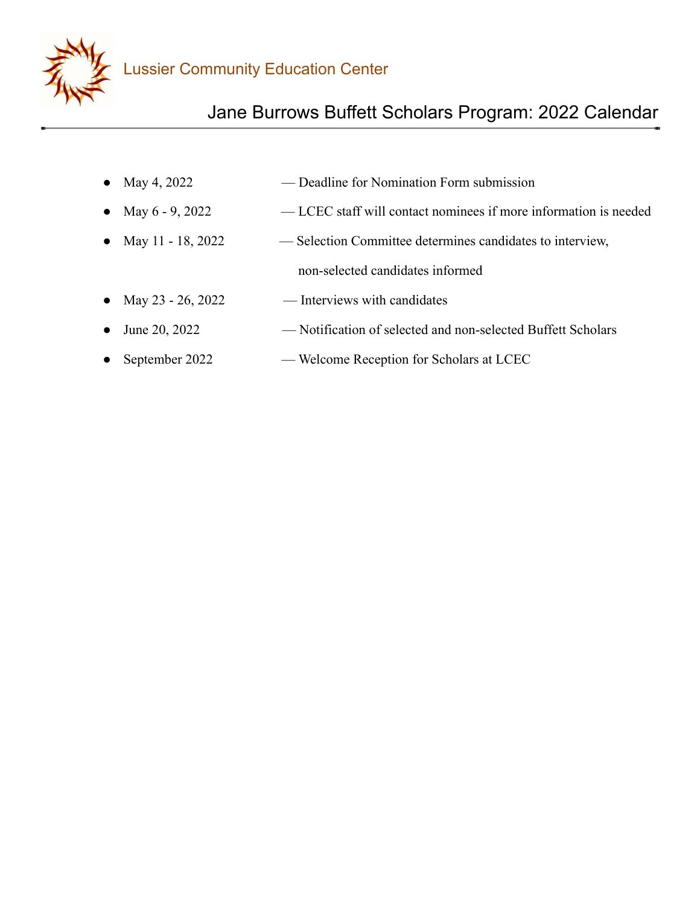Lussier Community Education Center

# Jane Burrows Buffett Scholars Program: 2022 Calendar

- May 4, 2022 — Deadline for Nomination Form submission
- May 6 - 9, 2022 — LCEC staff will contact nominees if more information is needed
- May 11 - 18, 2022 — Selection Committee determines candidates to interview, non-selected candidates informed
- May 23 - 26, 2022 — Interviews with candidates
- June 20, 2022 — Notification of selected and non-selected Buffett Scholars
- September 2022 — Welcome Reception for Scholars at LCEC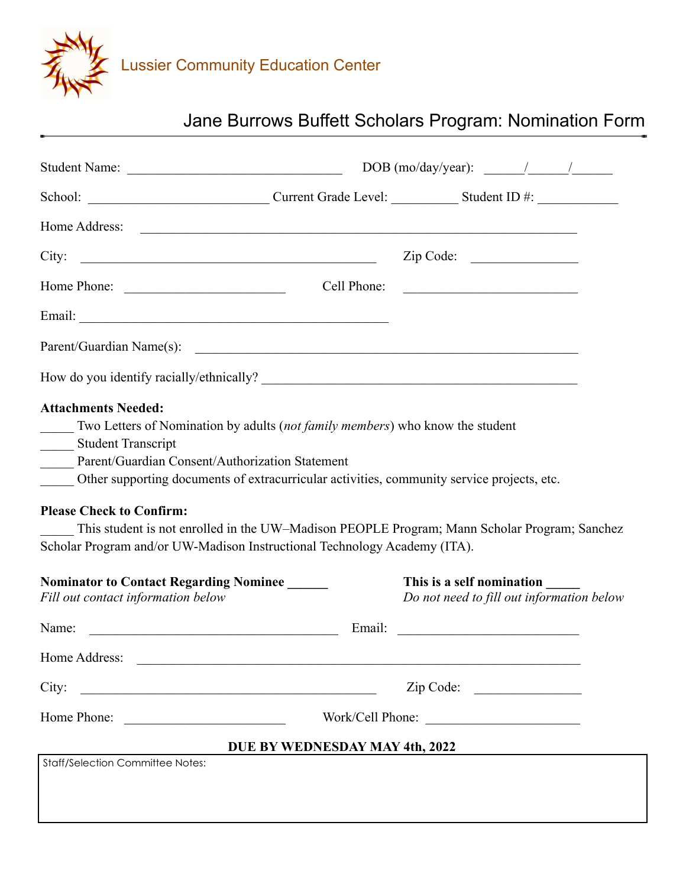Lussier Community Education Center

# Jane Burrows Buffett Scholars Program: Nomination Form

Student Name: ________________________________ DOB (mo/day/year): ______/______/______

School: ___________________________ Current Grade Level: __________ Student ID #: ____________

Home Address: _________________________________________________________________

City: ____________________________________________ Zip Code: ________________

Home Phone: ________________________ Cell Phone: __________________________

Email: ______________________________________________

Parent/Guardian Name(s): ________________________________________________________

How do you identify racially/ethnically? _______________________________________________

**Attachments Needed:**

_____ Two Letters of Nomination by adults (*not family members*) who know the student
_____ Student Transcript
_____ Parent/Guardian Consent/Authorization Statement
_____ Other supporting documents of extracurricular activities, community service projects, etc.

**Please Check to Confirm:**

_____ This student is not enrolled in the UW–Madison PEOPLE Program; Mann Scholar Program; Sanchez Scholar Program and/or UW-Madison Instructional Technology Academy (ITA).

**Nominator to Contact Regarding Nominee ______**
*Fill out contact information below*

**This is a self nomination _____**
*Do not need to fill out information below*

Name: _____________________________________ Email: ___________________________

Home Address: _________________________________________________________________

City: ____________________________________________ Zip Code: ________________

Home Phone: ________________________ Work/Cell Phone: _______________________

**DUE BY WEDNESDAY MAY 4th, 2022**

Staff/Selection Committee Notes: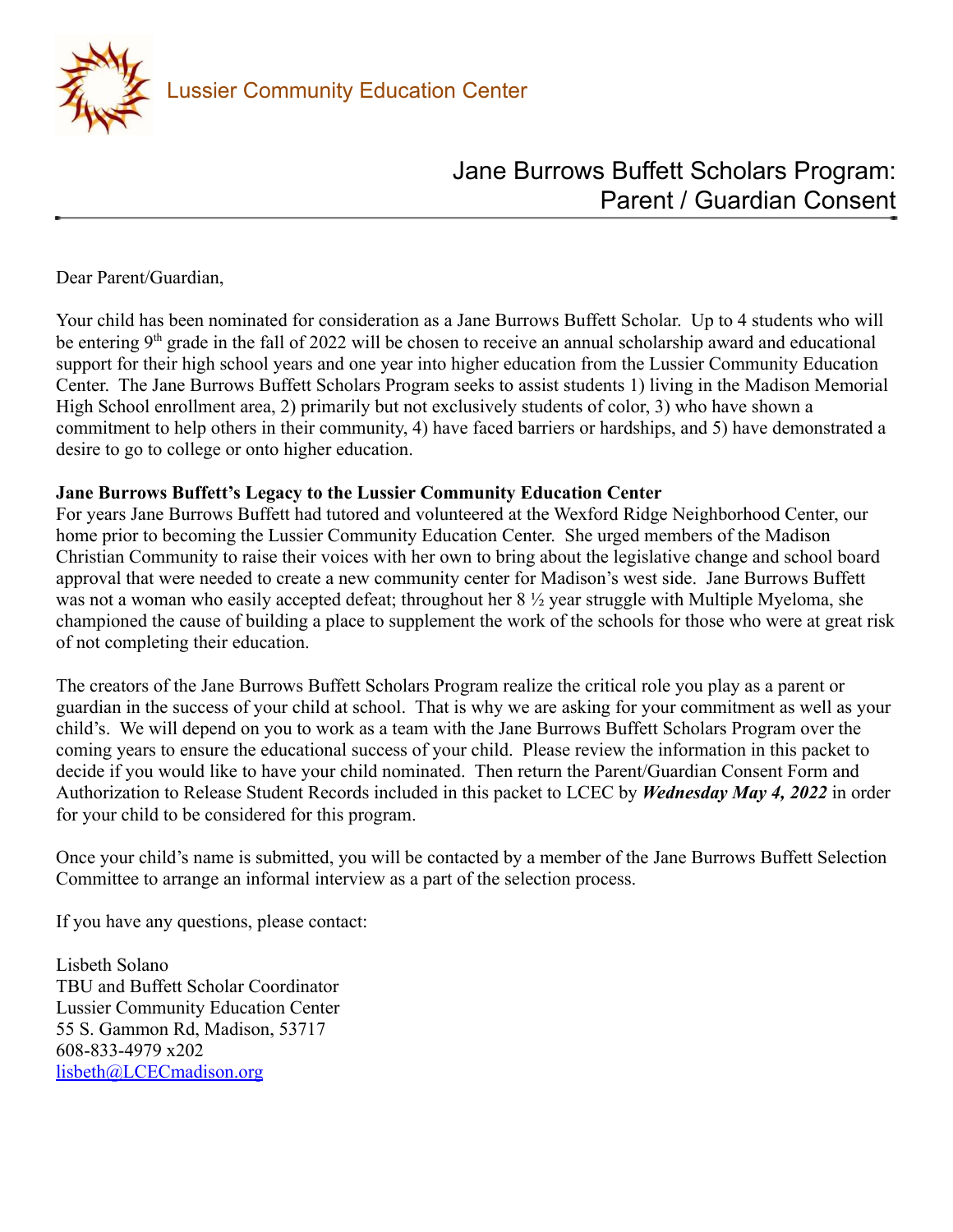Lussier Community Education Center

# Jane Burrows Buffett Scholars Program: Parent / Guardian Consent

Dear Parent/Guardian,

Your child has been nominated for consideration as a Jane Burrows Buffett Scholar. Up to 4 students who will be entering 9th grade in the fall of 2022 will be chosen to receive an annual scholarship award and educational support for their high school years and one year into higher education from the Lussier Community Education Center. The Jane Burrows Buffett Scholars Program seeks to assist students 1) living in the Madison Memorial High School enrollment area, 2) primarily but not exclusively students of color, 3) who have shown a commitment to help others in their community, 4) have faced barriers or hardships, and 5) have demonstrated a desire to go to college or onto higher education.

**Jane Burrows Buffett's Legacy to the Lussier Community Education Center**

For years Jane Burrows Buffett had tutored and volunteered at the Wexford Ridge Neighborhood Center, our home prior to becoming the Lussier Community Education Center. She urged members of the Madison Christian Community to raise their voices with her own to bring about the legislative change and school board approval that were needed to create a new community center for Madison's west side. Jane Burrows Buffett was not a woman who easily accepted defeat; throughout her 8 ½ year struggle with Multiple Myeloma, she championed the cause of building a place to supplement the work of the schools for those who were at great risk of not completing their education.

The creators of the Jane Burrows Buffett Scholars Program realize the critical role you play as a parent or guardian in the success of your child at school. That is why we are asking for your commitment as well as your child's. We will depend on you to work as a team with the Jane Burrows Buffett Scholars Program over the coming years to ensure the educational success of your child. Please review the information in this packet to decide if you would like to have your child nominated. Then return the Parent/Guardian Consent Form and Authorization to Release Student Records included in this packet to LCEC by ***Wednesday May 4, 2022*** in order for your child to be considered for this program.

Once your child's name is submitted, you will be contacted by a member of the Jane Burrows Buffett Selection Committee to arrange an informal interview as a part of the selection process.

If you have any questions, please contact:

Lisbeth Solano  
TBU and Buffett Scholar Coordinator  
Lussier Community Education Center  
55 S. Gammon Rd, Madison, 53717  
608-833-4979 x202  
lisbeth@LCECmadison.org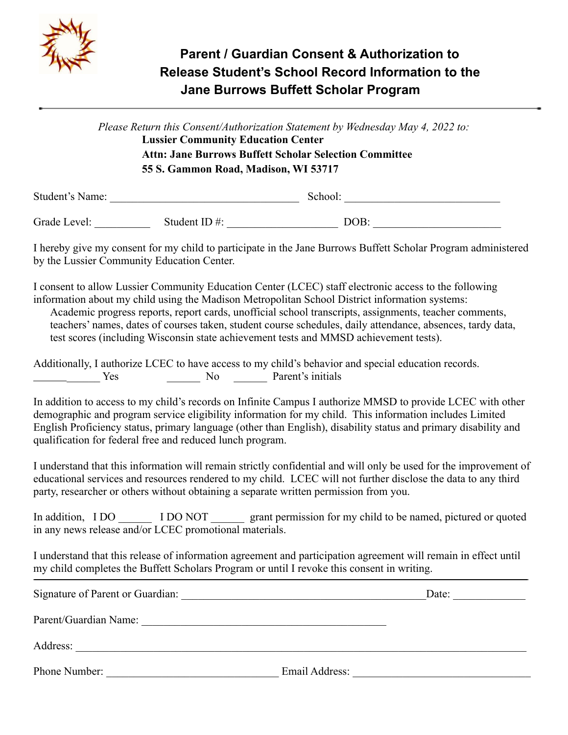# Parent / Guardian Consent & Authorization to Release Student's School Record Information to the Jane Burrows Buffett Scholar Program

*Please Return this Consent/Authorization Statement by Wednesday May 4, 2022 to:*

**Lussier Community Education Center**
**Attn: Jane Burrows Buffett Scholar Selection Committee**
**55 S. Gammon Road, Madison, WI 53717**

Student's Name: ___________________________________ School: ____________________________

Grade Level: __________ Student ID #: ____________________ DOB: _______________________

I hereby give my consent for my child to participate in the Jane Burrows Buffett Scholar Program administered by the Lussier Community Education Center.

I consent to allow Lussier Community Education Center (LCEC) staff electronic access to the following information about my child using the Madison Metropolitan School District information systems:

Academic progress reports, report cards, unofficial school transcripts, assignments, teacher comments, teachers' names, dates of courses taken, student course schedules, daily attendance, absences, tardy data, test scores (including Wisconsin state achievement tests and MMSD achievement tests).

Additionally, I authorize LCEC to have access to my child's behavior and special education records.
____________ Yes ______ No ______ Parent's initials

In addition to access to my child's records on Infinite Campus I authorize MMSD to provide LCEC with other demographic and program service eligibility information for my child. This information includes Limited English Proficiency status, primary language (other than English), disability status and primary disability and qualification for federal free and reduced lunch program.

I understand that this information will remain strictly confidential and will only be used for the improvement of educational services and resources rendered to my child. LCEC will not further disclose the data to any third party, researcher or others without obtaining a separate written permission from you.

In addition, I DO ______ I DO NOT ______ grant permission for my child to be named, pictured or quoted in any news release and/or LCEC promotional materials.

I understand that this release of information agreement and participation agreement will remain in effect until my child completes the Buffett Scholars Program or until I revoke this consent in writing.

Signature of Parent or Guardian: _____________________________________________Date: _____________

Parent/Guardian Name: _____________________________________________

Address: _____________________________________________________________________________________

Phone Number: _______________________________ Email Address: _________________________________